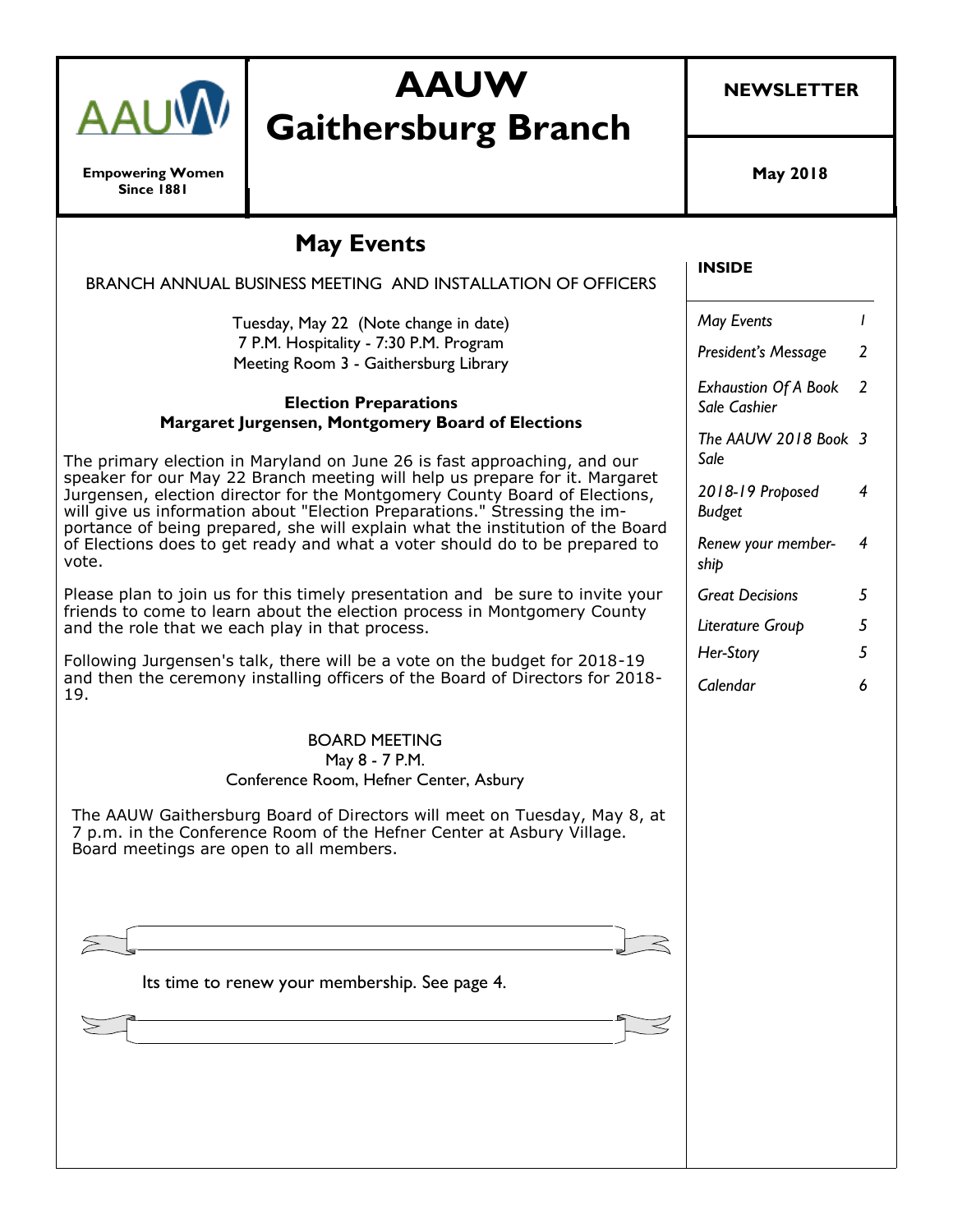# AAUW Gaithersburg Branch

Empowering Women Since 1881

**NEWSLETTER**

**May 2018**

## May Events

BRANCH ANNUAL BUSINESS MEETING AND INSTALLATION OF OFFICERS

Tuesday, May 22 (Note change in date)
7 P.M. Hospitality - 7:30 P.M. Program
Meeting Room 3 - Gaithersburg Library

**Election Preparations**
**Margaret Jurgensen, Montgomery Board of Elections**

The primary election in Maryland on June 26 is fast approaching, and our speaker for our May 22 Branch meeting will help us prepare for it. Margaret Jurgensen, election director for the Montgomery County Board of Elections, will give us information about "Election Preparations." Stressing the importance of being prepared, she will explain what the institution of the Board of Elections does to get ready and what a voter should do to be prepared to vote.

Please plan to join us for this timely presentation and be sure to invite your friends to come to learn about the election process in Montgomery County and the role that we each play in that process.

Following Jurgensen's talk, there will be a vote on the budget for 2018-19 and then the ceremony installing officers of the Board of Directors for 2018-19.

BOARD MEETING
May 8 - 7 P.M.
Conference Room, Hefner Center, Asbury

The AAUW Gaithersburg Board of Directors will meet on Tuesday, May 8, at 7 p.m. in the Conference Room of the Hefner Center at Asbury Village. Board meetings are open to all members.

Its time to renew your membership. See page 4.

**INSIDE**

| | |
|---|---|
| *May Events* | *1* |
| *President's Message* | *2* |
| *Exhaustion Of A Book Sale Cashier* | *2* |
| *The AAUW 2018 Book Sale* | *3* |
| *2018-19 Proposed Budget* | *4* |
| *Renew your membership* | *4* |
| *Great Decisions* | *5* |
| *Literature Group* | *5* |
| *Her-Story* | *5* |
| *Calendar* | *6* |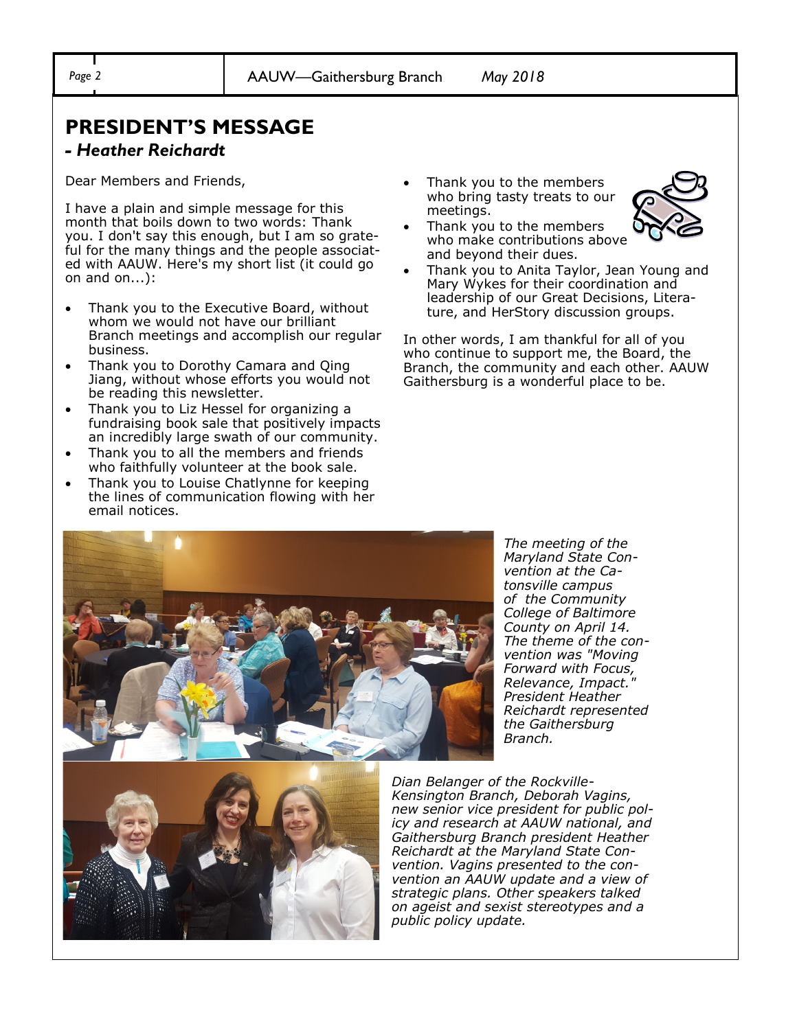## PRESIDENT'S MESSAGE

### *- Heather Reichardt*

Dear Members and Friends,

I have a plain and simple message for this month that boils down to two words: Thank you. I don't say this enough, but I am so grateful for the many things and the people associated with AAUW. Here's my short list (it could go on and on...):

- Thank you to the Executive Board, without whom we would not have our brilliant Branch meetings and accomplish our regular business.
- Thank you to Dorothy Camara and Qing Jiang, without whose efforts you would not be reading this newsletter.
- Thank you to Liz Hessel for organizing a fundraising book sale that positively impacts an incredibly large swath of our community.
- Thank you to all the members and friends who faithfully volunteer at the book sale.
- Thank you to Louise Chatlynne for keeping the lines of communication flowing with her email notices.
- Thank you to the members who bring tasty treats to our meetings.
- Thank you to the members who make contributions above and beyond their dues.
- Thank you to Anita Taylor, Jean Young and Mary Wykes for their coordination and leadership of our Great Decisions, Literature, and HerStory discussion groups.

In other words, I am thankful for all of you who continue to support me, the Board, the Branch, the community and each other. AAUW Gaithersburg is a wonderful place to be.

*The meeting of the Maryland State Convention at the Catonsville campus of the Community College of Baltimore County on April 14. The theme of the convention was "Moving Forward with Focus, Relevance, Impact." President Heather Reichardt represented the Gaithersburg Branch.*

*Dian Belanger of the Rockville-Kensington Branch, Deborah Vagins, new senior vice president for public policy and research at AAUW national, and Gaithersburg Branch president Heather Reichardt at the Maryland State Convention. Vagins presented to the convention an AAUW update and a view of strategic plans. Other speakers talked on ageist and sexist stereotypes and a public policy update.*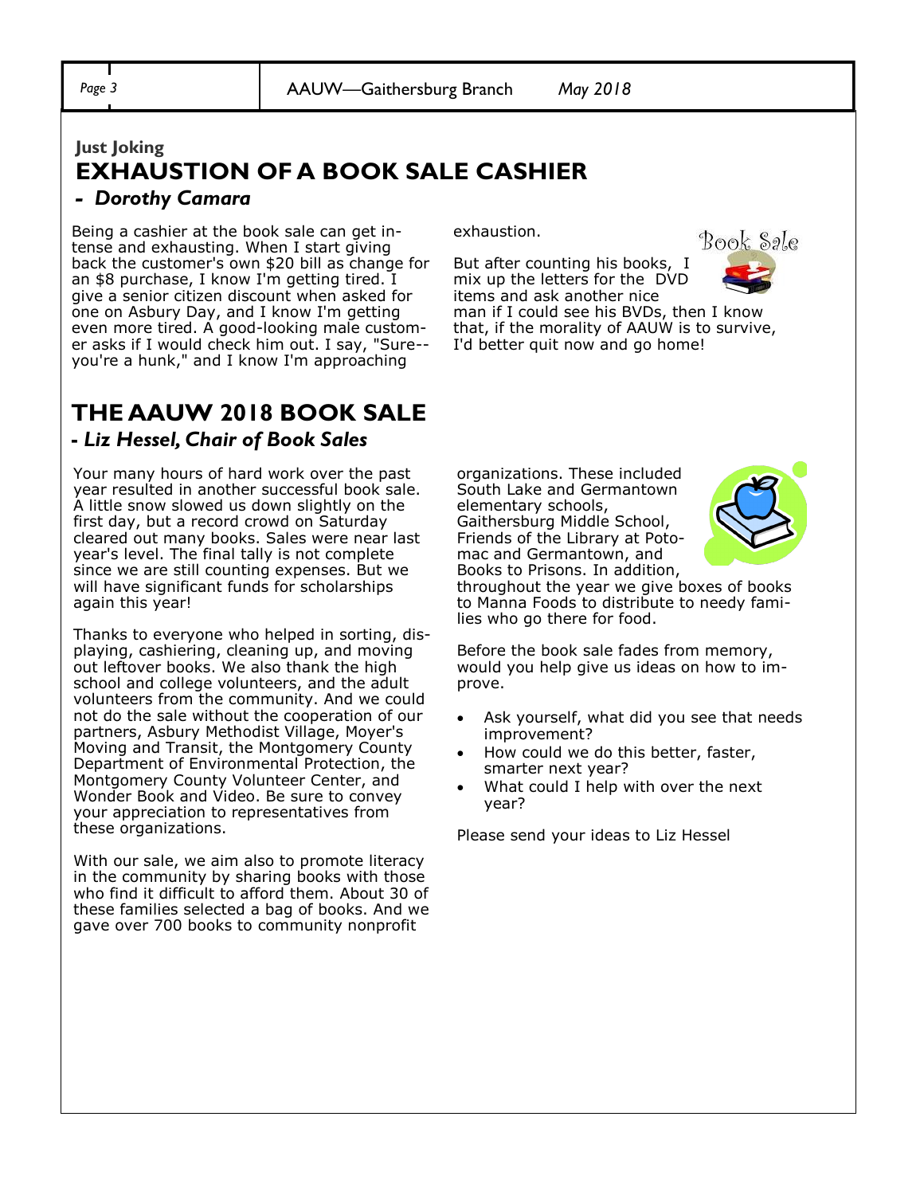### Just Joking

# EXHAUSTION OF A BOOK SALE CASHIER

## *- Dorothy Camara*

Being a cashier at the book sale can get intense and exhausting. When I start giving back the customer's own $20 bill as change for an $8 purchase, I know I'm getting tired. I give a senior citizen discount when asked for one on Asbury Day, and I know I'm getting even more tired. A good-looking male customer asks if I would check him out. I say, "Sure--you're a hunk," and I know I'm approaching exhaustion.

But after counting his books, I mix up the letters for the DVD items and ask another nice man if I could see his BVDs, then I know that, if the morality of AAUW is to survive, I'd better quit now and go home!

# THE AAUW 2018 BOOK SALE

## *- Liz Hessel, Chair of Book Sales*

Your many hours of hard work over the past year resulted in another successful book sale. A little snow slowed us down slightly on the first day, but a record crowd on Saturday cleared out many books. Sales were near last year's level. The final tally is not complete since we are still counting expenses. But we will have significant funds for scholarships again this year!

Thanks to everyone who helped in sorting, displaying, cashiering, cleaning up, and moving out leftover books. We also thank the high school and college volunteers, and the adult volunteers from the community. And we could not do the sale without the cooperation of our partners, Asbury Methodist Village, Moyer's Moving and Transit, the Montgomery County Department of Environmental Protection, the Montgomery County Volunteer Center, and Wonder Book and Video. Be sure to convey your appreciation to representatives from these organizations.

With our sale, we aim also to promote literacy in the community by sharing books with those who find it difficult to afford them. About 30 of these families selected a bag of books. And we gave over 700 books to community nonprofit organizations. These included South Lake and Germantown elementary schools, Gaithersburg Middle School, Friends of the Library at Potomac and Germantown, and Books to Prisons. In addition, throughout the year we give boxes of books to Manna Foods to distribute to needy families who go there for food.

Before the book sale fades from memory, would you help give us ideas on how to improve.

- Ask yourself, what did you see that needs improvement?
- How could we do this better, faster, smarter next year?
- What could I help with over the next year?

Please send your ideas to Liz Hessel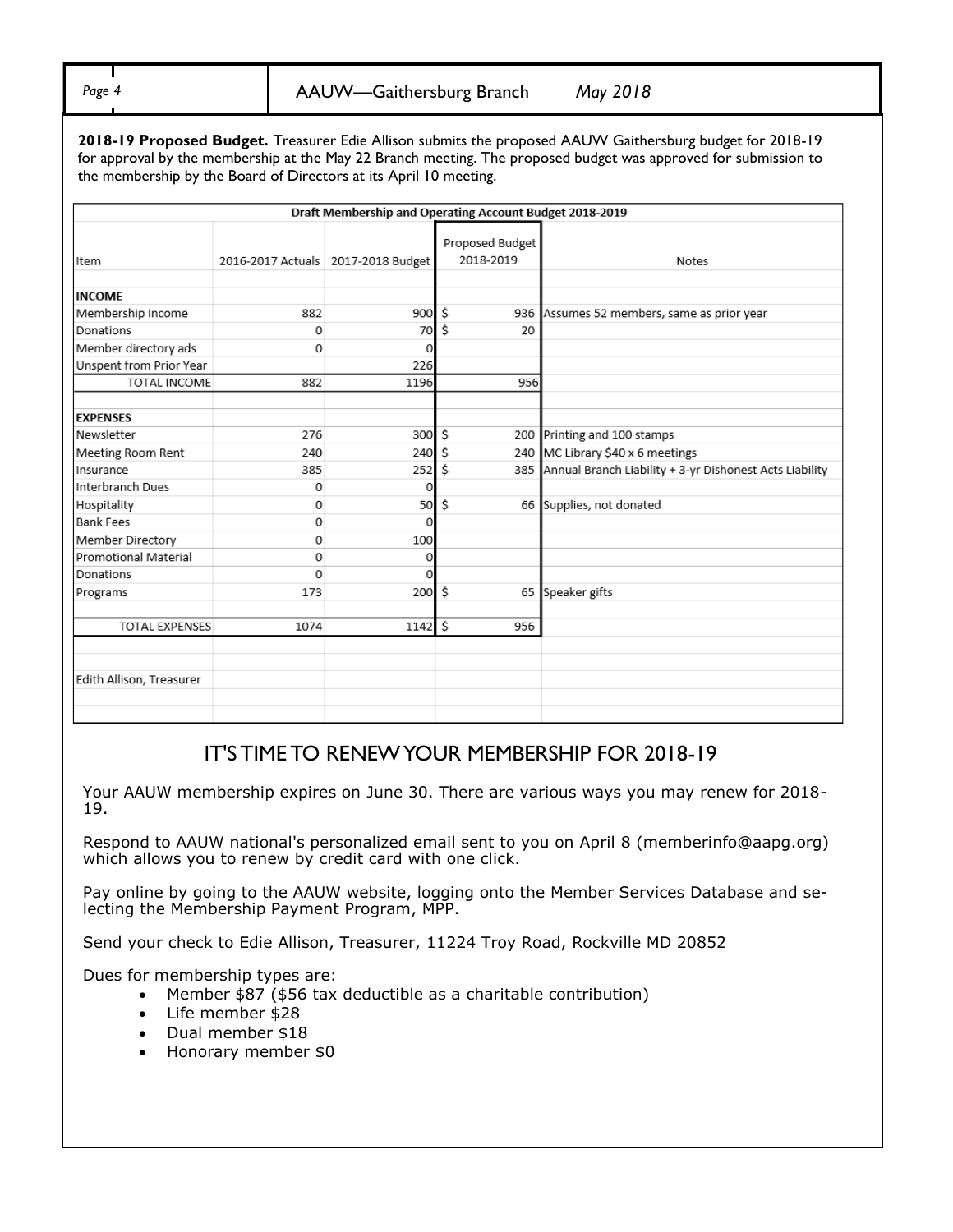**2018-19 Proposed Budget.** Treasurer Edie Allison submits the proposed AAUW Gaithersburg budget for 2018-19 for approval by the membership at the May 22 Branch meeting. The proposed budget was approved for submission to the membership by the Board of Directors at its April 10 meeting.

| Draft Membership and Operating Account Budget 2018-2019 | | | | |
|---|---|---|---|---|
| Item | 2016-2017 Actuals | 2017-2018 Budget | Proposed Budget 2018-2019 | Notes |
| **INCOME** | | | | |
| Membership Income | 882 | 900 | $ 936 | Assumes 52 members, same as prior year |
| Donations | 0 | 70 | $ 20 | |
| Member directory ads | 0 | 0 | | |
| Unspent from Prior Year | | 226 | | |
| TOTAL INCOME | 882 | 1196 | 956 | |
| **EXPENSES** | | | | |
| Newsletter | 276 | 300 | $ 200 | Printing and 100 stamps |
| Meeting Room Rent | 240 | 240 | $ 240 | MC Library $40 x 6 meetings |
| Insurance | 385 | 252 | $ 385 | Annual Branch Liability + 3-yr Dishonest Acts Liability |
| Interbranch Dues | 0 | 0 | | |
| Hospitality | 0 | 50 | $ 66 | Supplies, not donated |
| Bank Fees | 0 | 0 | | |
| Member Directory | 0 | 100 | | |
| Promotional Material | 0 | 0 | | |
| Donations | 0 | 0 | | |
| Programs | 173 | 200 | $ 65 | Speaker gifts |
| TOTAL EXPENSES | 1074 | 1142 | $ 956 | |
| Edith Allison, Treasurer | | | | |

## IT'S TIME TO RENEW YOUR MEMBERSHIP FOR 2018-19

Your AAUW membership expires on June 30. There are various ways you may renew for 2018-19.

Respond to AAUW national's personalized email sent to you on April 8 (memberinfo@aapg.org) which allows you to renew by credit card with one click.

Pay online by going to the AAUW website, logging onto the Member Services Database and selecting the Membership Payment Program, MPP.

Send your check to Edie Allison, Treasurer, 11224 Troy Road, Rockville MD 20852

Dues for membership types are:

- Member $87 ($56 tax deductible as a charitable contribution)
- Life member $28
- Dual member $18
- Honorary member $0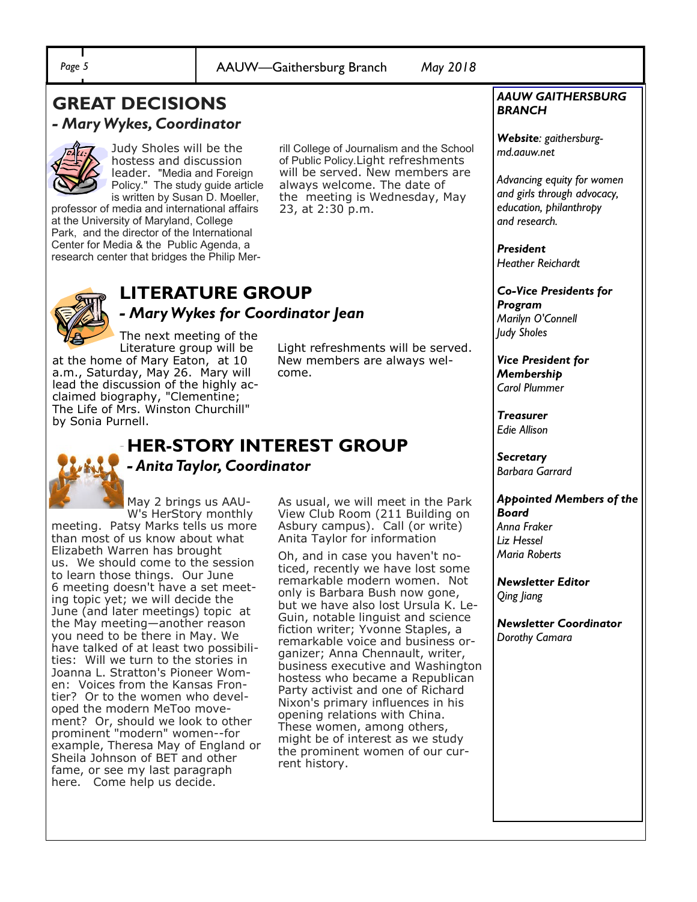## GREAT DECISIONS

### *- Mary Wykes, Coordinator*

Judy Sholes will be the hostess and discussion leader. "Media and Foreign Policy." The study guide article is written by Susan D. Moeller, professor of media and international affairs at the University of Maryland, College Park, and the director of the International Center for Media & the Public Agenda, a research center that bridges the Philip Merrill College of Journalism and the School of Public Policy. Light refreshments will be served. New members are always welcome. The date of the meeting is Wednesday, May 23, at 2:30 p.m.

## LITERATURE GROUP

### *- Mary Wykes for Coordinator Jean*

The next meeting of the Literature group will be at the home of Mary Eaton, at 10 a.m., Saturday, May 26. Mary will lead the discussion of the highly acclaimed biography, "Clementine; The Life of Mrs. Winston Churchill" by Sonia Purnell. Light refreshments will be served. New members are always welcome.

## HER-STORY INTEREST GROUP

### *- Anita Taylor, Coordinator*

May 2 brings us AAUW's HerStory monthly meeting. Patsy Marks tells us more than most of us know about what Elizabeth Warren has brought us. We should come to the session to learn those things. Our June 6 meeting doesn't have a set meeting topic yet; we will decide the June (and later meetings) topic at the May meeting—another reason you need to be there in May. We have talked of at least two possibilities: Will we turn to the stories in Joanna L. Stratton's Pioneer Women: Voices from the Kansas Frontier? Or to the women who developed the modern MeToo movement? Or, should we look to other prominent "modern" women--for example, Theresa May of England or Sheila Johnson of BET and other fame, or see my last paragraph here. Come help us decide.

As usual, we will meet in the Park View Club Room (211 Building on Asbury campus). Call (or write) Anita Taylor for information

Oh, and in case you haven't noticed, recently we have lost some remarkable modern women. Not only is Barbara Bush now gone, but we have also lost Ursula K. LeGuin, notable linguist and science fiction writer; Yvonne Staples, a remarkable voice and business organizer; Anna Chennault, writer, business executive and Washington hostess who became a Republican Party activist and one of Richard Nixon's primary influences in his opening relations with China. These women, among others, might be of interest as we study the prominent women of our current history.

---

***AAUW GAITHERSBURG BRANCH***

***Website****: gaithersburg-md.aauw.net*

*Advancing equity for women and girls through advocacy, education, philanthropy and research.*

***President***
*Heather Reichardt*

***Co-Vice Presidents for Program***
*Marilyn O'Connell*
*Judy Sholes*

***Vice President for Membership***
*Carol Plummer*

***Treasurer***
*Edie Allison*

***Secretary***
*Barbara Garrard*

***Appointed Members of the Board***
*Anna Fraker*
*Liz Hessel*
*Maria Roberts*

***Newsletter Editor***
*Qing Jiang*

***Newsletter Coordinator***
*Dorothy Camara*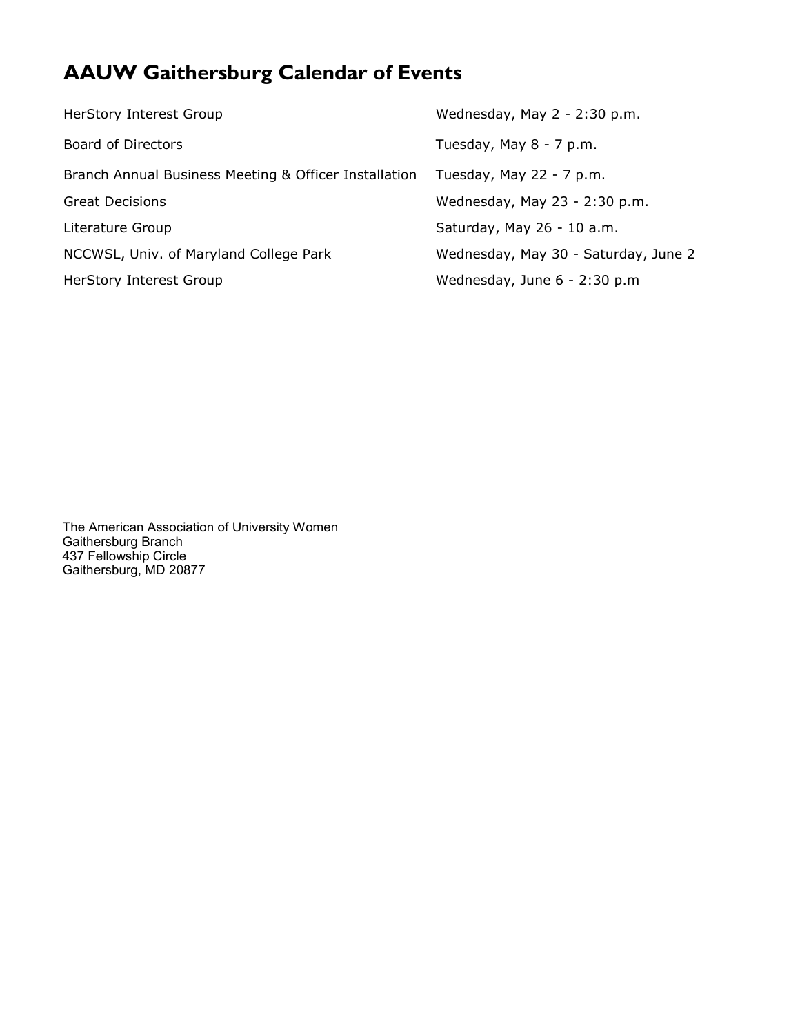# AAUW Gaithersburg Calendar of Events

| | |
|---|---|
| HerStory Interest Group | Wednesday, May 2 - 2:30 p.m. |
| Board of Directors | Tuesday, May 8 - 7 p.m. |
| Branch Annual Business Meeting & Officer Installation | Tuesday, May 22 - 7 p.m. |
| Great Decisions | Wednesday, May 23 - 2:30 p.m. |
| Literature Group | Saturday, May 26 - 10 a.m. |
| NCCWSL, Univ. of Maryland College Park | Wednesday, May 30 - Saturday, June 2 |
| HerStory Interest Group | Wednesday, June 6 - 2:30 p.m |

The American Association of University Women
Gaithersburg Branch
437 Fellowship Circle
Gaithersburg, MD 20877